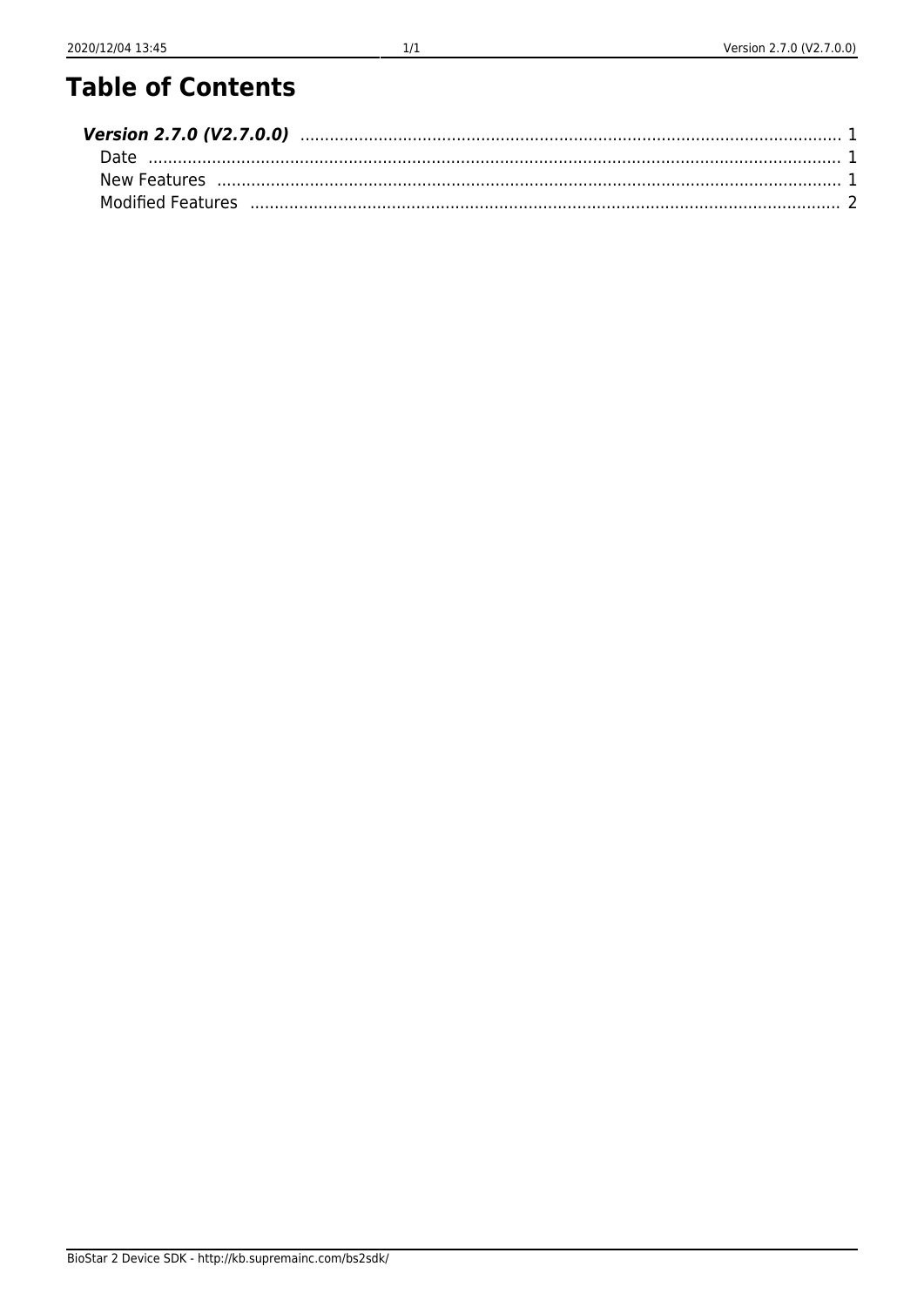# Table of Contents

***Version 2.7.0 (V2.7.0.0)*** ..... 1
- Date ..... 1
- New Features ..... 1
- Modified Features ..... 2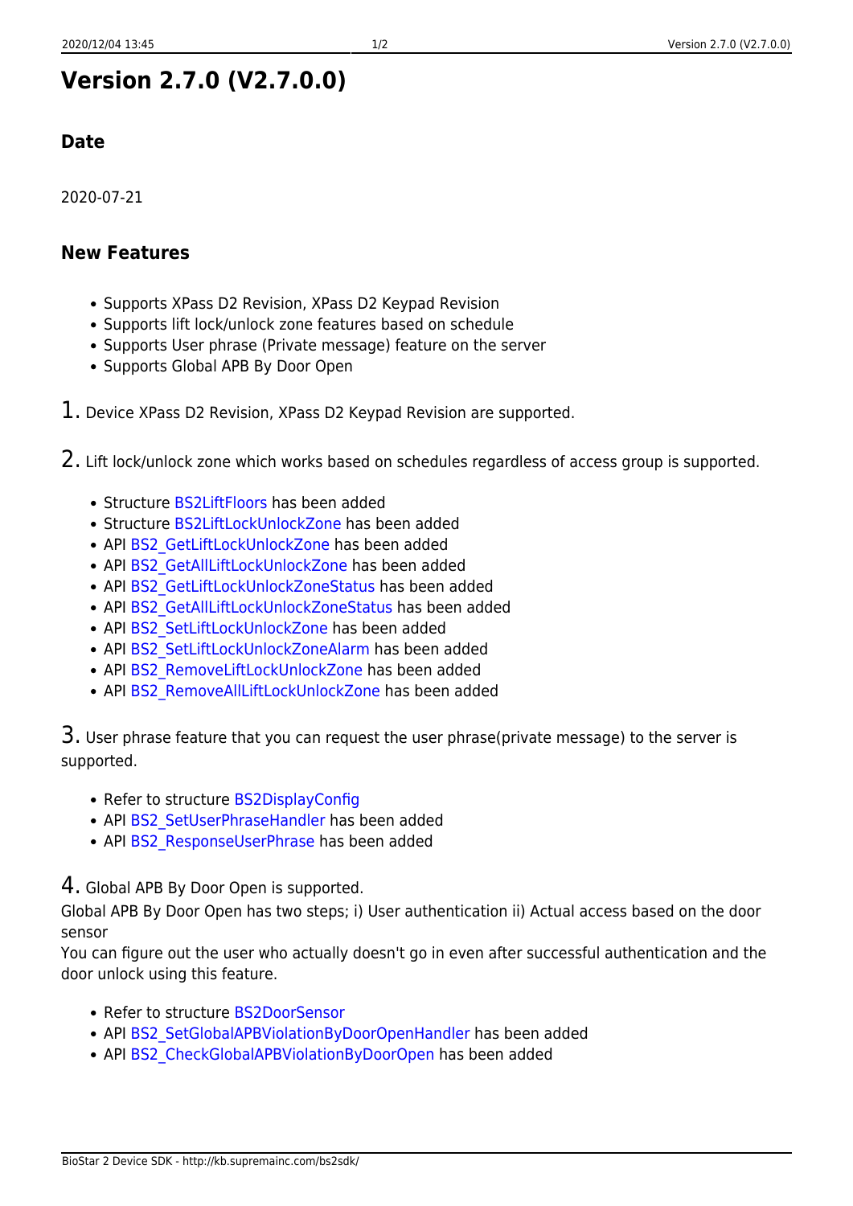# Version 2.7.0 (V2.7.0.0)

## Date

2020-07-21

## New Features

- Supports XPass D2 Revision, XPass D2 Keypad Revision
- Supports lift lock/unlock zone features based on schedule
- Supports User phrase (Private message) feature on the server
- Supports Global APB By Door Open

1. Device XPass D2 Revision, XPass D2 Keypad Revision are supported.

2. Lift lock/unlock zone which works based on schedules regardless of access group is supported.

- Structure BS2LiftFloors has been added
- Structure BS2LiftLockUnlockZone has been added
- API BS2_GetLiftLockUnlockZone has been added
- API BS2_GetAllLiftLockUnlockZone has been added
- API BS2_GetLiftLockUnlockZoneStatus has been added
- API BS2_GetAllLiftLockUnlockZoneStatus has been added
- API BS2_SetLiftLockUnlockZone has been added
- API BS2_SetLiftLockUnlockZoneAlarm has been added
- API BS2_RemoveLiftLockUnlockZone has been added
- API BS2_RemoveAllLiftLockUnlockZone has been added

3. User phrase feature that you can request the user phrase(private message) to the server is supported.

- Refer to structure BS2DisplayConfig
- API BS2_SetUserPhraseHandler has been added
- API BS2_ResponseUserPhrase has been added

4. Global APB By Door Open is supported.
Global APB By Door Open has two steps; i) User authentication ii) Actual access based on the door sensor
You can figure out the user who actually doesn't go in even after successful authentication and the door unlock using this feature.

- Refer to structure BS2DoorSensor
- API BS2_SetGlobalAPBViolationByDoorOpenHandler has been added
- API BS2_CheckGlobalAPBViolationByDoorOpen has been added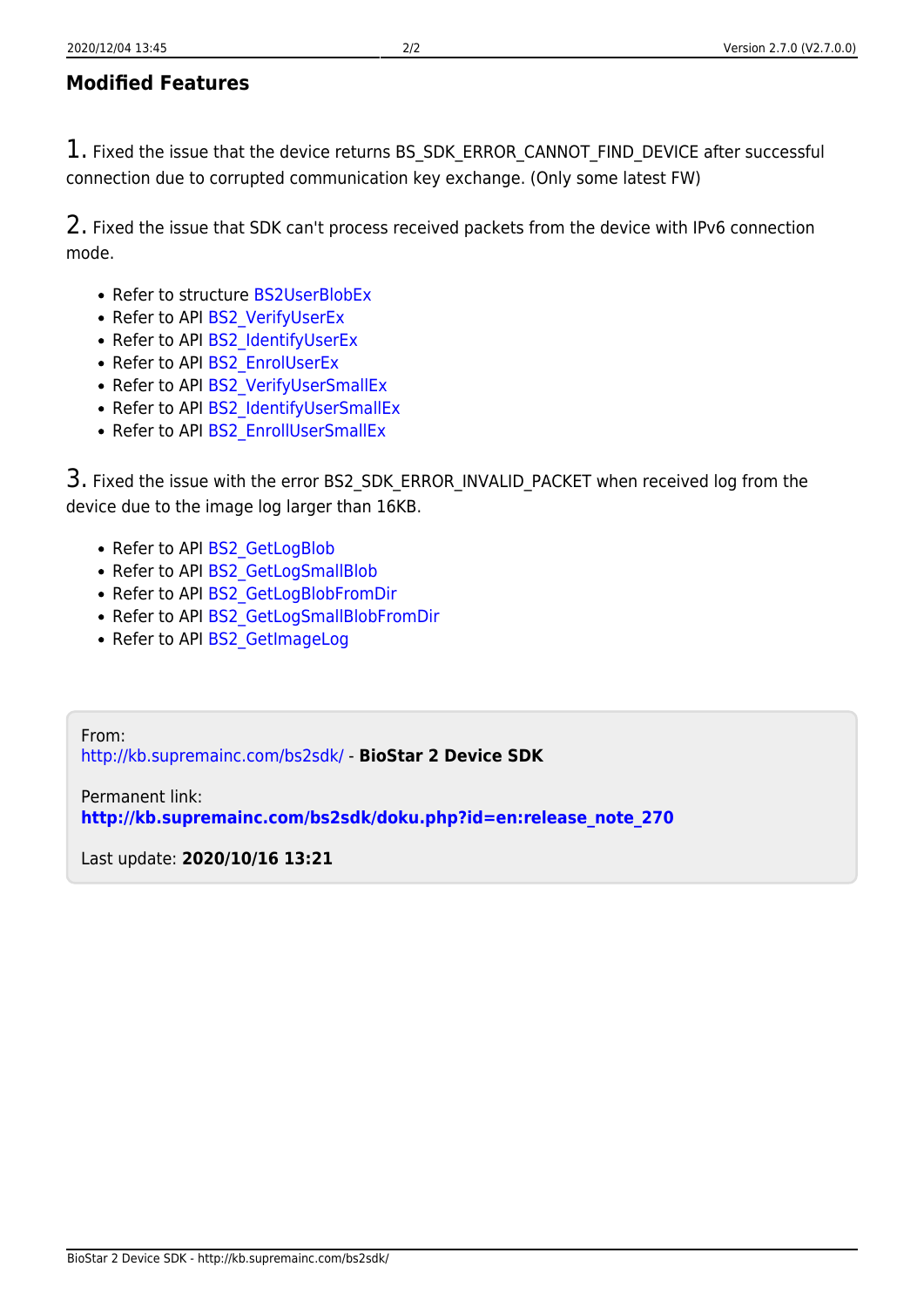## Modified Features

1. Fixed the issue that the device returns BS_SDK_ERROR_CANNOT_FIND_DEVICE after successful connection due to corrupted communication key exchange. (Only some latest FW)

2. Fixed the issue that SDK can't process received packets from the device with IPv6 connection mode.

- Refer to structure BS2UserBlobEx
- Refer to API BS2_VerifyUserEx
- Refer to API BS2_IdentifyUserEx
- Refer to API BS2_EnrolUserEx
- Refer to API BS2_VerifyUserSmallEx
- Refer to API BS2_IdentifyUserSmallEx
- Refer to API BS2_EnrollUserSmallEx

3. Fixed the issue with the error BS2_SDK_ERROR_INVALID_PACKET when received log from the device due to the image log larger than 16KB.

- Refer to API BS2_GetLogBlob
- Refer to API BS2_GetLogSmallBlob
- Refer to API BS2_GetLogBlobFromDir
- Refer to API BS2_GetLogSmallBlobFromDir
- Refer to API BS2_GetImageLog

From:
http://kb.supremainc.com/bs2sdk/ - **BioStar 2 Device SDK**

Permanent link:
**http://kb.supremainc.com/bs2sdk/doku.php?id=en:release_note_270**

Last update: **2020/10/16 13:21**